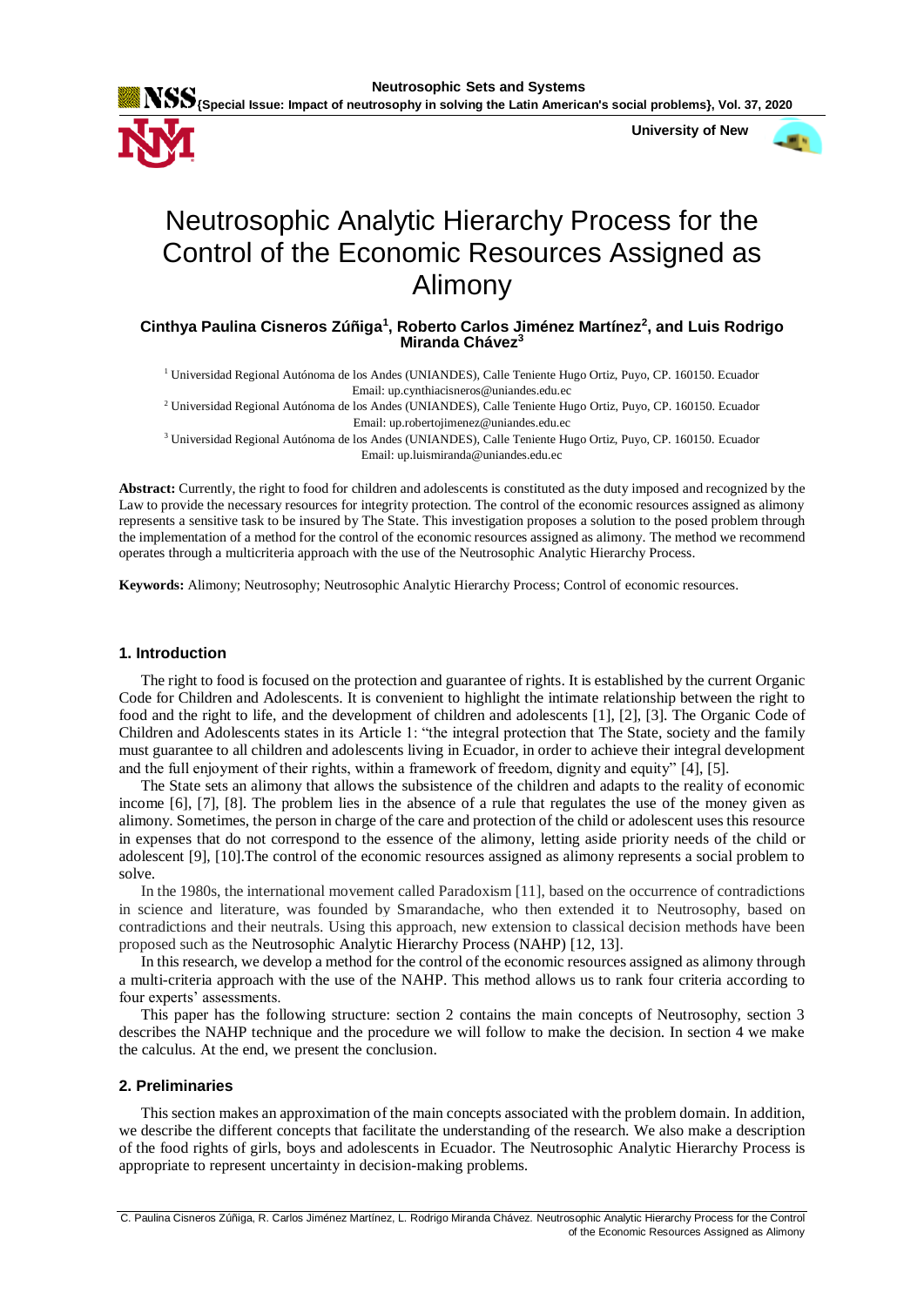# Neutrosophic Analytic Hierarchy Process for the Control of the Economic Resources Assigned as Alimony

**Cinthya Paulina Cisneros Zúñiga[1], Roberto Carlos Jiménez Martínez[2], and Luis Rodrigo Miranda Chávez[3]**

[1] Universidad Regional Autónoma de los Andes (UNIANDES), Calle Teniente Hugo Ortiz, Puyo, CP. 160150. Ecuador
Email: up.cynthiacisneros@uniandes.edu.ec

[2] Universidad Regional Autónoma de los Andes (UNIANDES), Calle Teniente Hugo Ortiz, Puyo, CP. 160150. Ecuador
Email: up.robertojimenez@uniandes.edu.ec

[3] Universidad Regional Autónoma de los Andes (UNIANDES), Calle Teniente Hugo Ortiz, Puyo, CP. 160150. Ecuador
Email: up.luismiranda@uniandes.edu.ec

**Abstract:** Currently, the right to food for children and adolescents is constituted as the duty imposed and recognized by the Law to provide the necessary resources for integrity protection. The control of the economic resources assigned as alimony represents a sensitive task to be insured by The State. This investigation proposes a solution to the posed problem through the implementation of a method for the control of the economic resources assigned as alimony. The method we recommend operates through a multicriteria approach with the use of the Neutrosophic Analytic Hierarchy Process.

**Keywords:** Alimony; Neutrosophy; Neutrosophic Analytic Hierarchy Process; Control of economic resources.

## 1. Introduction

The right to food is focused on the protection and guarantee of rights. It is established by the current Organic Code for Children and Adolescents. It is convenient to highlight the intimate relationship between the right to food and the right to life, and the development of children and adolescents [1], [2], [3]. The Organic Code of Children and Adolescents states in its Article 1: "the integral protection that The State, society and the family must guarantee to all children and adolescents living in Ecuador, in order to achieve their integral development and the full enjoyment of their rights, within a framework of freedom, dignity and equity" [4], [5].

The State sets an alimony that allows the subsistence of the children and adapts to the reality of economic income [6], [7], [8]. The problem lies in the absence of a rule that regulates the use of the money given as alimony. Sometimes, the person in charge of the care and protection of the child or adolescent uses this resource in expenses that do not correspond to the essence of the alimony, letting aside priority needs of the child or adolescent [9], [10].The control of the economic resources assigned as alimony represents a social problem to solve.

In the 1980s, the international movement called Paradoxism [11], based on the occurrence of contradictions in science and literature, was founded by Smarandache, who then extended it to Neutrosophy, based on contradictions and their neutrals. Using this approach, new extension to classical decision methods have been proposed such as the Neutrosophic Analytic Hierarchy Process (NAHP) [12, 13].

In this research, we develop a method for the control of the economic resources assigned as alimony through a multi-criteria approach with the use of the NAHP. This method allows us to rank four criteria according to four experts' assessments.

This paper has the following structure: section 2 contains the main concepts of Neutrosophy, section 3 describes the NAHP technique and the procedure we will follow to make the decision. In section 4 we make the calculus. At the end, we present the conclusion.

## 2. Preliminaries

This section makes an approximation of the main concepts associated with the problem domain. In addition, we describe the different concepts that facilitate the understanding of the research. We also make a description of the food rights of girls, boys and adolescents in Ecuador. The Neutrosophic Analytic Hierarchy Process is appropriate to represent uncertainty in decision-making problems.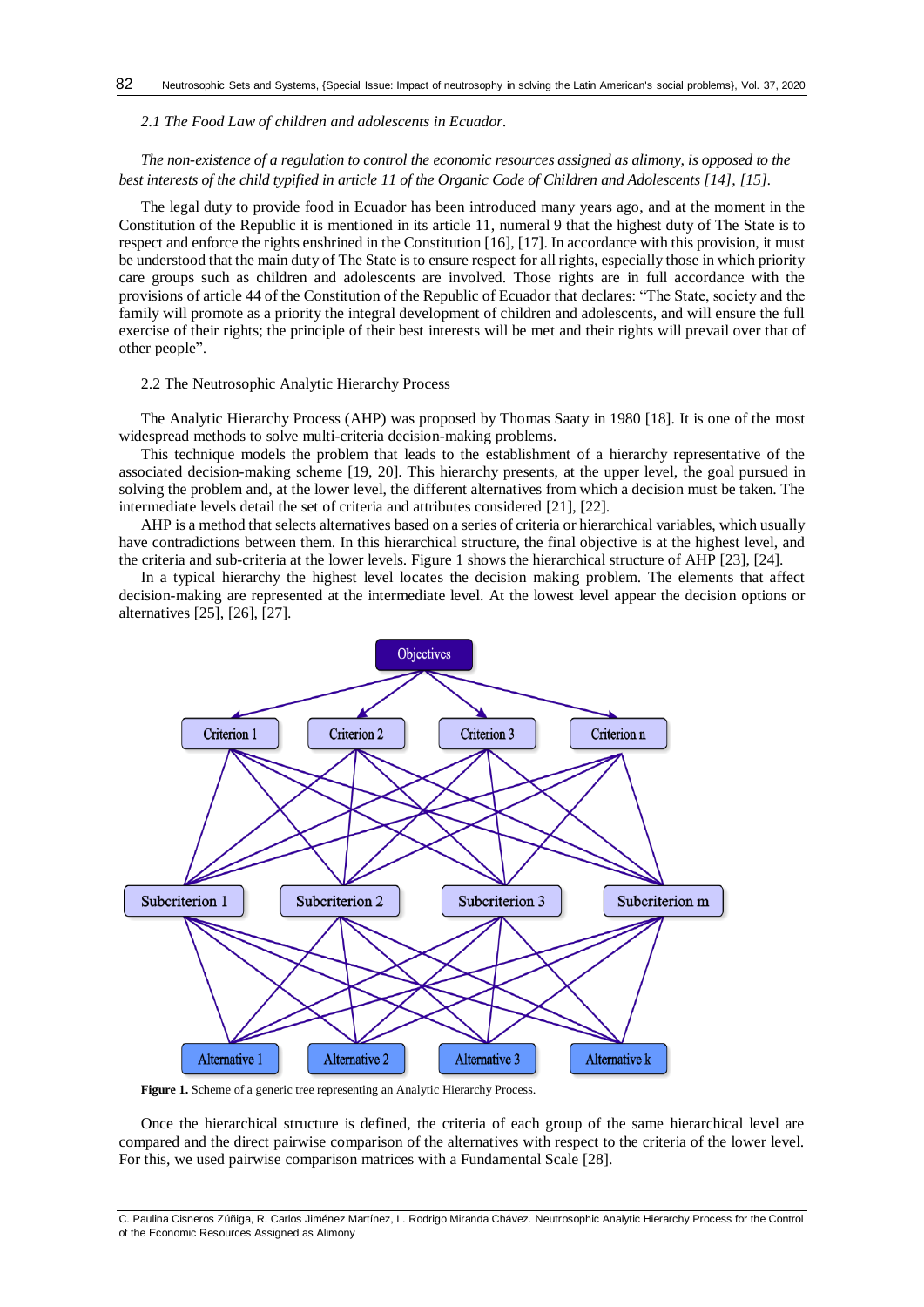*2.1 The Food Law of children and adolescents in Ecuador.*

*The non-existence of a regulation to control the economic resources assigned as alimony, is opposed to the best interests of the child typified in article 11 of the Organic Code of Children and Adolescents [14], [15].*

The legal duty to provide food in Ecuador has been introduced many years ago, and at the moment in the Constitution of the Republic it is mentioned in its article 11, numeral 9 that the highest duty of The State is to respect and enforce the rights enshrined in the Constitution [16], [17]. In accordance with this provision, it must be understood that the main duty of The State is to ensure respect for all rights, especially those in which priority care groups such as children and adolescents are involved. Those rights are in full accordance with the provisions of article 44 of the Constitution of the Republic of Ecuador that declares: "The State, society and the family will promote as a priority the integral development of children and adolescents, and will ensure the full exercise of their rights; the principle of their best interests will be met and their rights will prevail over that of other people".

2.2 The Neutrosophic Analytic Hierarchy Process

The Analytic Hierarchy Process (AHP) was proposed by Thomas Saaty in 1980 [18]. It is one of the most widespread methods to solve multi-criteria decision-making problems.

This technique models the problem that leads to the establishment of a hierarchy representative of the associated decision-making scheme [19, 20]. This hierarchy presents, at the upper level, the goal pursued in solving the problem and, at the lower level, the different alternatives from which a decision must be taken. The intermediate levels detail the set of criteria and attributes considered [21], [22].

AHP is a method that selects alternatives based on a series of criteria or hierarchical variables, which usually have contradictions between them. In this hierarchical structure, the final objective is at the highest level, and the criteria and sub-criteria at the lower levels. Figure 1 shows the hierarchical structure of AHP [23], [24].

In a typical hierarchy the highest level locates the decision making problem. The elements that affect decision-making are represented at the intermediate level. At the lowest level appear the decision options or alternatives [25], [26], [27].

**Figure 1.** Scheme of a generic tree representing an Analytic Hierarchy Process.

Once the hierarchical structure is defined, the criteria of each group of the same hierarchical level are compared and the direct pairwise comparison of the alternatives with respect to the criteria of the lower level. For this, we used pairwise comparison matrices with a Fundamental Scale [28].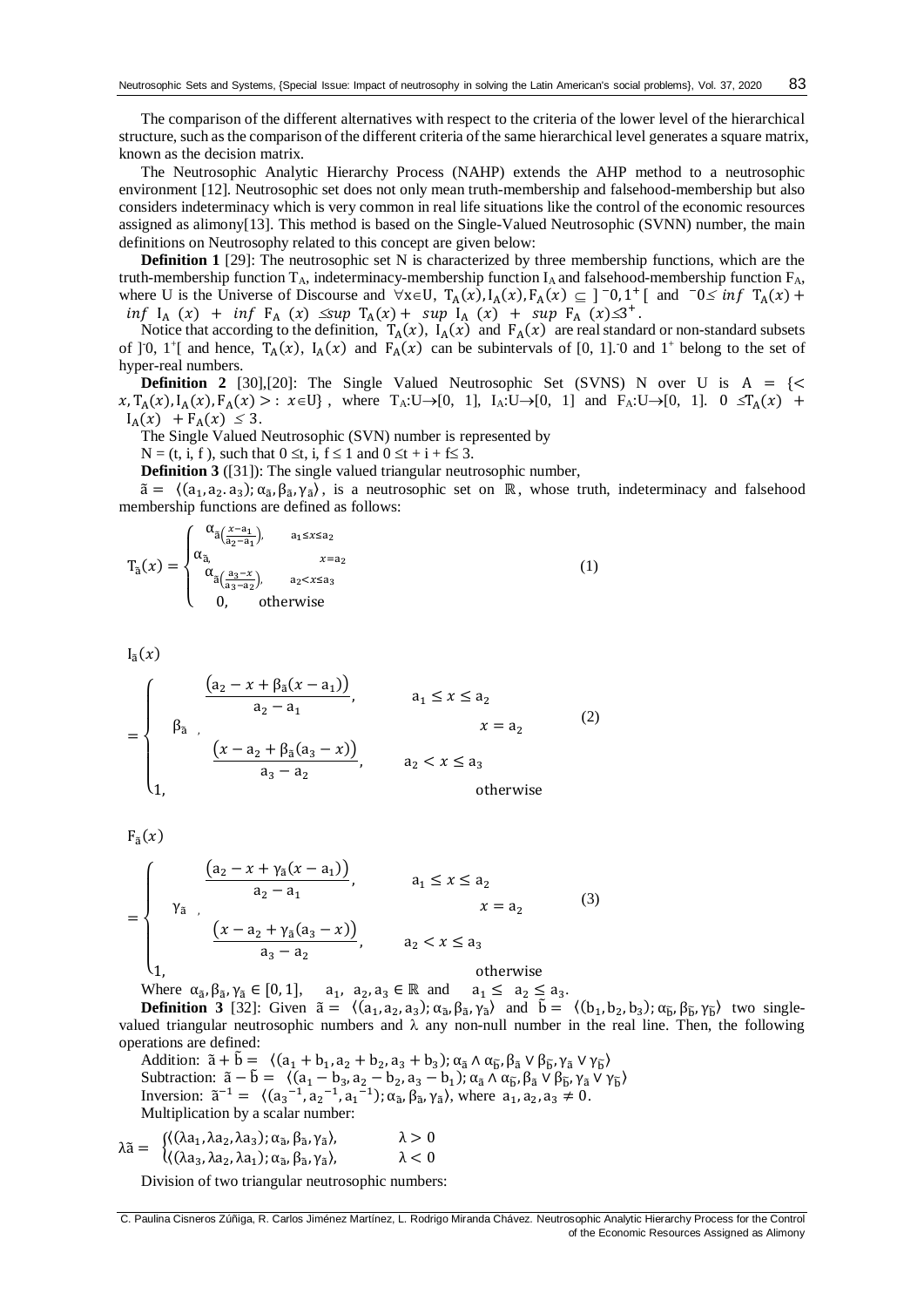The comparison of the different alternatives with respect to the criteria of the lower level of the hierarchical structure, such as the comparison of the different criteria of the same hierarchical level generates a square matrix, known as the decision matrix.

The Neutrosophic Analytic Hierarchy Process (NAHP) extends the AHP method to a neutrosophic environment [12]. Neutrosophic set does not only mean truth-membership and falsehood-membership but also considers indeterminacy which is very common in real life situations like the control of the economic resources assigned as alimony[13]. This method is based on the Single-Valued Neutrosophic (SVNN) number, the main definitions on Neutrosophy related to this concept are given below:

**Definition 1** [29]: The neutrosophic set N is characterized by three membership functions, which are the truth-membership function $T_A$, indeterminacy-membership function $I_A$ and falsehood-membership function $F_A$, where U is the Universe of Discourse and $\forall x \in U$, $T_A(x), I_A(x), F_A(x) \subseteq\ ]^{-}0, 1^{+}[$ and $^{-}0 \leq \inf T_A(x) + \inf I_A(x) + \inf F_A(x) \leq \sup T_A(x) + \sup I_A(x) + \sup F_A(x) \leq 3^{+}$.

Notice that according to the definition, $T_A(x)$, $I_A(x)$ and $F_A(x)$ are real standard or non-standard subsets of $]^{-}0, 1^{+}[$ and hence, $T_A(x)$, $I_A(x)$ and $F_A(x)$ can be subintervals of [0, 1]. $^{-}0$ and $1^{+}$ belong to the set of hyper-real numbers.

**Definition 2** [30],[20]: The Single Valued Neutrosophic Set (SVNS) N over U is $A = \{< x, T_A(x), I_A(x), F_A(x) >: x \in U\}$, where $T_A: U \rightarrow [0, 1]$, $I_A: U \rightarrow [0, 1]$ and $F_A: U \rightarrow [0, 1]$. $0 \leq T_A(x) + I_A(x) + F_A(x) \leq 3$.

The Single Valued Neutrosophic (SVN) number is represented by

$N = (t, i, f)$, such that $0 \leq t, i, f \leq 1$ and $0 \leq t + i + f \leq 3$.

**Definition 3** ([31]): The single valued triangular neutrosophic number,

$\tilde{a} = \langle (a_1, a_2, a_3); \alpha_{\tilde{a}}, \beta_{\tilde{a}}, \gamma_{\tilde{a}} \rangle$, is a neutrosophic set on $\mathbb{R}$, whose truth, indeterminacy and falsehood membership functions are defined as follows:

$$T_{\tilde{a}}(x) = \begin{cases} \alpha_{\tilde{a}}\left(\frac{x-a_1}{a_2-a_1}\right), & a_1 \leq x \leq a_2 \\ \alpha_{\tilde{a}}, & x = a_2 \\ \alpha_{\tilde{a}}\left(\frac{a_3-x}{a_3-a_2}\right), & a_2 < x \leq a_3 \\ 0, & \text{otherwise} \end{cases} \quad (1)$$

$$I_{\tilde{a}}(x) = \begin{cases} \frac{\left(a_2 - x + \beta_{\tilde{a}}(x - a_1)\right)}{a_2 - a_1}, & a_1 \leq x \leq a_2 \\ \beta_{\tilde{a}}, & x = a_2 \\ \frac{\left(x - a_2 + \beta_{\tilde{a}}(a_3 - x)\right)}{a_3 - a_2}, & a_2 < x \leq a_3 \\ 1, & \text{otherwise} \end{cases} \quad (2)$$

$$F_{\tilde{a}}(x) = \begin{cases} \frac{\left(a_2 - x + \gamma_{\tilde{a}}(x - a_1)\right)}{a_2 - a_1}, & a_1 \leq x \leq a_2 \\ \gamma_{\tilde{a}}, & x = a_2 \\ \frac{\left(x - a_2 + \gamma_{\tilde{a}}(a_3 - x)\right)}{a_3 - a_2}, & a_2 < x \leq a_3 \\ 1, & \text{otherwise} \end{cases} \quad (3)$$

Where $\alpha_{\tilde{a}}, \beta_{\tilde{a}}, \gamma_{\tilde{a}} \in [0, 1]$, $a_1, a_2, a_3 \in \mathbb{R}$ and $a_1 \leq a_2 \leq a_3$.

**Definition 3** [32]: Given $\tilde{a} = \langle (a_1, a_2, a_3); \alpha_{\tilde{a}}, \beta_{\tilde{a}}, \gamma_{\tilde{a}} \rangle$ and $\tilde{b} = \langle (b_1, b_2, b_3); \alpha_{\tilde{b}}, \beta_{\tilde{b}}, \gamma_{\tilde{b}} \rangle$ two single-valued triangular neutrosophic numbers and $\lambda$ any non-null number in the real line. Then, the following operations are defined:

Addition: $\tilde{a} + \tilde{b} = \langle (a_1 + b_1, a_2 + b_2, a_3 + b_3); \alpha_{\tilde{a}} \wedge \alpha_{\tilde{b}}, \beta_{\tilde{a}} \vee \beta_{\tilde{b}}, \gamma_{\tilde{a}} \vee \gamma_{\tilde{b}} \rangle$

Subtraction: $\tilde{a} - \tilde{b} = \langle (a_1 - b_3, a_2 - b_2, a_3 - b_1); \alpha_{\tilde{a}} \wedge \alpha_{\tilde{b}}, \beta_{\tilde{a}} \vee \beta_{\tilde{b}}, \gamma_{\tilde{a}} \vee \gamma_{\tilde{b}} \rangle$

Inversion: $\tilde{a}^{-1} = \langle (a_3^{-1}, a_2^{-1}, a_1^{-1}); \alpha_{\tilde{a}}, \beta_{\tilde{a}}, \gamma_{\tilde{a}} \rangle$, where $a_1, a_2, a_3 \neq 0$.

Multiplication by a scalar number:

$$\lambda\tilde{a} = \begin{cases} \langle (\lambda a_1, \lambda a_2, \lambda a_3); \alpha_{\tilde{a}}, \beta_{\tilde{a}}, \gamma_{\tilde{a}} \rangle, & \lambda > 0 \\ \langle (\lambda a_3, \lambda a_2, \lambda a_1); \alpha_{\tilde{a}}, \beta_{\tilde{a}}, \gamma_{\tilde{a}} \rangle, & \lambda < 0 \end{cases}$$

Division of two triangular neutrosophic numbers: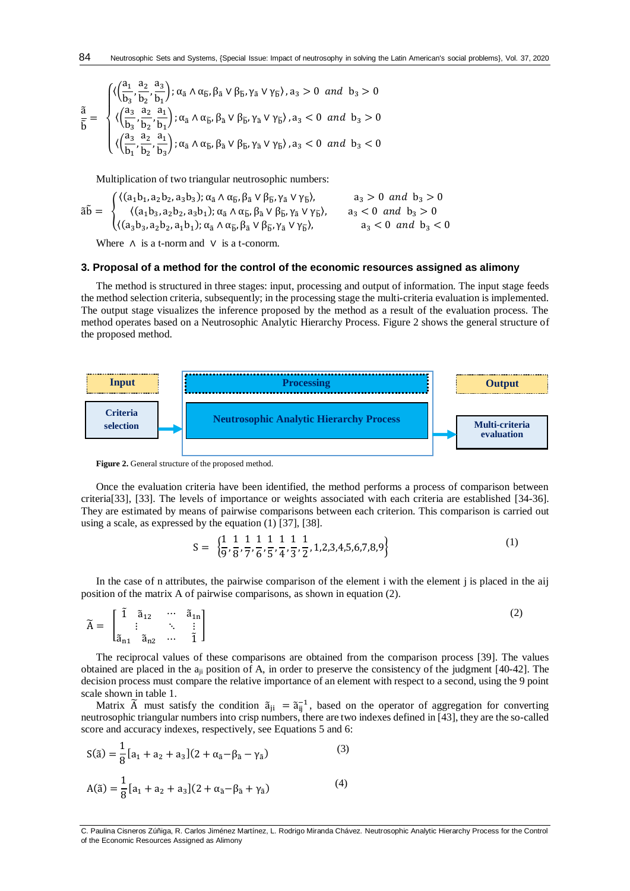$$\frac{\tilde{a}}{\tilde{b}} = \begin{cases} \langle\left(\frac{a_1}{b_3}, \frac{a_2}{b_2}, \frac{a_3}{b_1}\right); \alpha_{\tilde{a}} \wedge \alpha_{\tilde{b}}, \beta_{\tilde{a}} \vee \beta_{\tilde{b}}, \gamma_{\tilde{a}} \vee \gamma_{\tilde{b}}\rangle, a_3 > 0 \ \ and \ \ b_3 > 0 \\ \langle\left(\frac{a_3}{b_3}, \frac{a_2}{b_2}, \frac{a_1}{b_1}\right); \alpha_{\tilde{a}} \wedge \alpha_{\tilde{b}}, \beta_{\tilde{a}} \vee \beta_{\tilde{b}}, \gamma_{\tilde{a}} \vee \gamma_{\tilde{b}}\rangle, a_3 < 0 \ \ and \ \ b_3 > 0 \\ \langle\left(\frac{a_3}{b_1}, \frac{a_2}{b_2}, \frac{a_1}{b_3}\right); \alpha_{\tilde{a}} \wedge \alpha_{\tilde{b}}, \beta_{\tilde{a}} \vee \beta_{\tilde{b}}, \gamma_{\tilde{a}} \vee \gamma_{\tilde{b}}\rangle, a_3 < 0 \ \ and \ \ b_3 < 0 \end{cases}$$

Multiplication of two triangular neutrosophic numbers:

$$\tilde{a}\tilde{b} = \begin{cases} \langle(a_1b_1, a_2b_2, a_3b_3); \alpha_{\tilde{a}} \wedge \alpha_{\tilde{b}}, \beta_{\tilde{a}} \vee \beta_{\tilde{b}}, \gamma_{\tilde{a}} \vee \gamma_{\tilde{b}}\rangle, & a_3 > 0 \ \ and \ \ b_3 > 0 \\ \langle(a_1b_3, a_2b_2, a_3b_1); \alpha_{\tilde{a}} \wedge \alpha_{\tilde{b}}, \beta_{\tilde{a}} \vee \beta_{\tilde{b}}, \gamma_{\tilde{a}} \vee \gamma_{\tilde{b}}\rangle, & a_3 < 0 \ \ and \ \ b_3 > 0 \\ \langle(a_3b_3, a_2b_2, a_1b_1); \alpha_{\tilde{a}} \wedge \alpha_{\tilde{b}}, \beta_{\tilde{a}} \vee \beta_{\tilde{b}}, \gamma_{\tilde{a}} \vee \gamma_{\tilde{b}}\rangle, & a_3 < 0 \ \ and \ \ b_3 < 0 \end{cases}$$

Where $\wedge$ is a t-norm and $\vee$ is a t-conorm.

## 3. Proposal of a method for the control of the economic resources assigned as alimony

The method is structured in three stages: input, processing and output of information. The input stage feeds the method selection criteria, subsequently; in the processing stage the multi-criteria evaluation is implemented. The output stage visualizes the inference proposed by the method as a result of the evaluation process. The method operates based on a Neutrosophic Analytic Hierarchy Process. Figure 2 shows the general structure of the proposed method.

Input | Processing | Output

Criteria selection → Neutrosophic Analytic Hierarchy Process → Multi-criteria evaluation

**Figure 2.** General structure of the proposed method.

Once the evaluation criteria have been identified, the method performs a process of comparison between criteria[33], [33]. The levels of importance or weights associated with each criteria are established [34-36]. They are estimated by means of pairwise comparisons between each criterion. This comparison is carried out using a scale, as expressed by the equation (1) [37], [38].

$$S = \left\{\frac{1}{9}, \frac{1}{8}, \frac{1}{7}, \frac{1}{6}, \frac{1}{5}, \frac{1}{4}, \frac{1}{3}, \frac{1}{2}, 1,2,3,4,5,6,7,8,9\right\} \tag{1}$$

In the case of n attributes, the pairwise comparison of the element i with the element j is placed in the aij position of the matrix A of pairwise comparisons, as shown in equation (2).

$$\tilde{A} = \begin{bmatrix} \tilde{1} & \tilde{a}_{12} & \cdots & \tilde{a}_{1n} \\ \vdots & & \ddots & \vdots \\ \tilde{a}_{n1} & \tilde{a}_{n2} & \cdots & \tilde{1} \end{bmatrix} \tag{2}$$

The reciprocal values of these comparisons are obtained from the comparison process [39]. The values obtained are placed in the $a_{ji}$ position of A, in order to preserve the consistency of the judgment [40-42]. The decision process must compare the relative importance of an element with respect to a second, using the 9 point scale shown in table 1.

Matrix $\tilde{A}$ must satisfy the condition $\tilde{a}_{ji} = \tilde{a}_{ij}^{-1}$, based on the operator of aggregation for converting neutrosophic triangular numbers into crisp numbers, there are two indexes defined in [43], they are the so-called score and accuracy indexes, respectively, see Equations 5 and 6:

$$S(\tilde{a}) = \frac{1}{8}[a_1 + a_2 + a_3](2 + \alpha_{\tilde{a}} - \beta_{\tilde{a}} - \gamma_{\tilde{a}}) \tag{3}$$

$$A(\tilde{a}) = \frac{1}{8}[a_1 + a_2 + a_3](2 + \alpha_{\tilde{a}} - \beta_{\tilde{a}} + \gamma_{\tilde{a}}) \tag{4}$$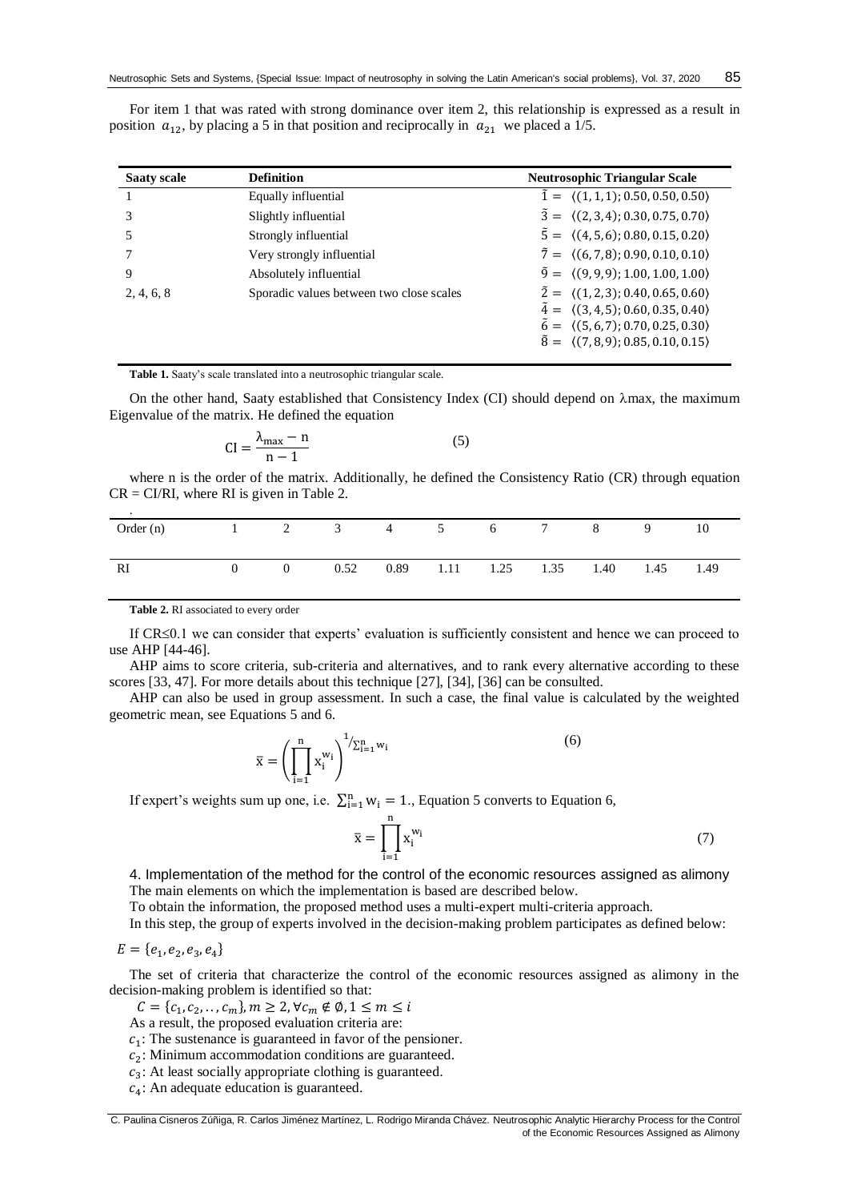For item 1 that was rated with strong dominance over item 2, this relationship is expressed as a result in position $a_{12}$, by placing a 5 in that position and reciprocally in $a_{21}$ we placed a 1/5.

| Saaty scale | Definition | Neutrosophic Triangular Scale |
|---|---|---|
| 1 | Equally influential | $\tilde{1} = \langle(1,1,1); 0.50, 0.50, 0.50\rangle$ |
| 3 | Slightly influential | $\tilde{3} = \langle(2,3,4); 0.30, 0.75, 0.70\rangle$ |
| 5 | Strongly influential | $\tilde{5} = \langle(4,5,6); 0.80, 0.15, 0.20\rangle$ |
| 7 | Very strongly influential | $\tilde{7} = \langle(6,7,8); 0.90, 0.10, 0.10\rangle$ |
| 9 | Absolutely influential | $\tilde{9} = \langle(9,9,9); 1.00, 1.00, 1.00\rangle$ |
| 2, 4, 6, 8 | Sporadic values between two close scales | $\tilde{2} = \langle(1,2,3); 0.40, 0.65, 0.60\rangle$ <br> $\tilde{4} = \langle(3,4,5); 0.60, 0.35, 0.40\rangle$ <br> $\tilde{6} = \langle(5,6,7); 0.70, 0.25, 0.30\rangle$ <br> $\tilde{8} = \langle(7,8,9); 0.85, 0.10, 0.15\rangle$ |

**Table 1.** Saaty's scale translated into a neutrosophic triangular scale.

On the other hand, Saaty established that Consistency Index (CI) should depend on λmax, the maximum Eigenvalue of the matrix. He defined the equation

$$\mathrm{CI} = \frac{\lambda_{\max} - \mathrm{n}}{\mathrm{n} - 1} \tag{5}$$

where n is the order of the matrix. Additionally, he defined the Consistency Ratio (CR) through equation CR = CI/RI, where RI is given in Table 2.

| Order (n) | 1 | 2 | 3 | 4 | 5 | 6 | 7 | 8 | 9 | 10 |
|---|---|---|---|---|---|---|---|---|---|---|
| RI | 0 | 0 | 0.52 | 0.89 | 1.11 | 1.25 | 1.35 | 1.40 | 1.45 | 1.49 |

**Table 2.** RI associated to every order

If CR≤0.1 we can consider that experts' evaluation is sufficiently consistent and hence we can proceed to use AHP [44-46].

AHP aims to score criteria, sub-criteria and alternatives, and to rank every alternative according to these scores [33, 47]. For more details about this technique [27], [34], [36] can be consulted.

AHP can also be used in group assessment. In such a case, the final value is calculated by the weighted geometric mean, see Equations 5 and 6.

$$\bar{\mathrm{x}} = \left(\prod_{\mathrm{i}=1}^{\mathrm{n}} \mathrm{x}_{\mathrm{i}}^{\mathrm{w}_{\mathrm{i}}}\right)^{1/\sum_{\mathrm{i}=1}^{\mathrm{n}} \mathrm{w}_{\mathrm{i}}} \tag{6}$$

If expert's weights sum up one, i.e. $\sum_{\mathrm{i}=1}^{\mathrm{n}} \mathrm{w}_{\mathrm{i}} = 1.$, Equation 5 converts to Equation 6,

$$\bar{\mathrm{x}} = \prod_{\mathrm{i}=1}^{\mathrm{n}} \mathrm{x}_{\mathrm{i}}^{\mathrm{w}_{\mathrm{i}}} \tag{7}$$

## 4. Implementation of the method for the control of the economic resources assigned as alimony

The main elements on which the implementation is based are described below.

To obtain the information, the proposed method uses a multi-expert multi-criteria approach.

In this step, the group of experts involved in the decision-making problem participates as defined below:

$E = \{e_1, e_2, e_3, e_4\}$

The set of criteria that characterize the control of the economic resources assigned as alimony in the decision-making problem is identified so that:

$C = \{c_1, c_2, \ldots, c_m\}, m \geq 2, \forall c_m \notin \emptyset, 1 \leq m \leq i$

As a result, the proposed evaluation criteria are:

$c_1$: The sustenance is guaranteed in favor of the pensioner.

$c_2$: Minimum accommodation conditions are guaranteed.

$c_3$: At least socially appropriate clothing is guaranteed.

$c_4$: An adequate education is guaranteed.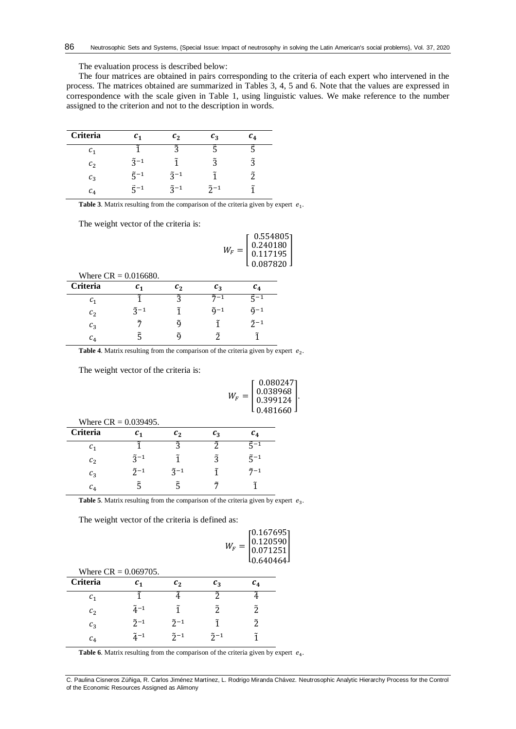The evaluation process is described below:

The four matrices are obtained in pairs corresponding to the criteria of each expert who intervened in the process. The matrices obtained are summarized in Tables 3, 4, 5 and 6. Note that the values are expressed in correspondence with the scale given in Table 1, using linguistic values. We make reference to the number assigned to the criterion and not to the description in words.

| Criteria | $c_1$ | $c_2$ | $c_3$ | $c_4$ |
|---|---|---|---|---|
| $c_1$ | $\tilde{1}$ | $\tilde{3}$ | $\tilde{5}$ | $\tilde{5}$ |
| $c_2$ | $\tilde{3}^{-1}$ | $\tilde{1}$ | $\tilde{3}$ | $\tilde{3}$ |
| $c_3$ | $\tilde{5}^{-1}$ | $\tilde{3}^{-1}$ | $\tilde{1}$ | $\tilde{2}$ |
| $c_4$ | $\tilde{5}^{-1}$ | $\tilde{3}^{-1}$ | $\tilde{2}^{-1}$ | $\tilde{1}$ |

**Table 3**. Matrix resulting from the comparison of the criteria given by expert $e_1$.

The weight vector of the criteria is:

$$W_F = \begin{bmatrix} 0.554805 \\ 0.240180 \\ 0.117195 \\ 0.087820 \end{bmatrix}$$

Where CR = 0.016680.

| Criteria | $c_1$ | $c_2$ | $c_3$ | $c_4$ |
|---|---|---|---|---|
| $c_1$ | $\tilde{1}$ | $\tilde{3}$ | $\tilde{7}^{-1}$ | $\tilde{5}^{-1}$ |
| $c_2$ | $\tilde{3}^{-1}$ | $\tilde{1}$ | $\tilde{9}^{-1}$ | $\tilde{9}^{-1}$ |
| $c_3$ | $\tilde{7}$ | $\tilde{9}$ | $\tilde{1}$ | $\tilde{2}^{-1}$ |
| $c_4$ | $\tilde{5}$ | $\tilde{9}$ | $\tilde{2}$ | $\tilde{1}$ |

**Table 4**. Matrix resulting from the comparison of the criteria given by expert $e_2$.

The weight vector of the criteria is:

$$W_F = \begin{bmatrix} 0.080247 \\ 0.038968 \\ 0.399124 \\ 0.481660 \end{bmatrix}.$$

Where CR = 0.039495.

| Criteria | $c_1$ | $c_2$ | $c_3$ | $c_4$ |
|---|---|---|---|---|
| $c_1$ | $\tilde{1}$ | $\tilde{3}$ | $\tilde{2}$ | $\tilde{5}^{-1}$ |
| $c_2$ | $\tilde{3}^{-1}$ | $\tilde{1}$ | $\tilde{3}$ | $\tilde{5}^{-1}$ |
| $c_3$ | $\tilde{2}^{-1}$ | $\tilde{3}^{-1}$ | $\tilde{1}$ | $\tilde{7}^{-1}$ |
| $c_4$ | $\tilde{5}$ | $\tilde{5}$ | $\tilde{7}$ | $\tilde{1}$ |

**Table 5**. Matrix resulting from the comparison of the criteria given by expert $e_3$.

The weight vector of the criteria is defined as:

$$W_F = \begin{bmatrix} 0.167695 \\ 0.120590 \\ 0.071251 \\ 0.640464 \end{bmatrix}$$

Where CR = 0.069705.

| Criteria | $c_1$ | $c_2$ | $c_3$ | $c_4$ |
|---|---|---|---|---|
| $c_1$ | $\tilde{1}$ | $\tilde{4}$ | $\tilde{2}$ | $\tilde{4}$ |
| $c_2$ | $\tilde{4}^{-1}$ | $\tilde{1}$ | $\tilde{2}$ | $\tilde{2}$ |
| $c_3$ | $\tilde{2}^{-1}$ | $\tilde{2}^{-1}$ | $\tilde{1}$ | $\tilde{2}$ |
| $c_4$ | $\tilde{4}^{-1}$ | $\tilde{2}^{-1}$ | $\tilde{2}^{-1}$ | $\tilde{1}$ |

**Table 6**. Matrix resulting from the comparison of the criteria given by expert $e_4$.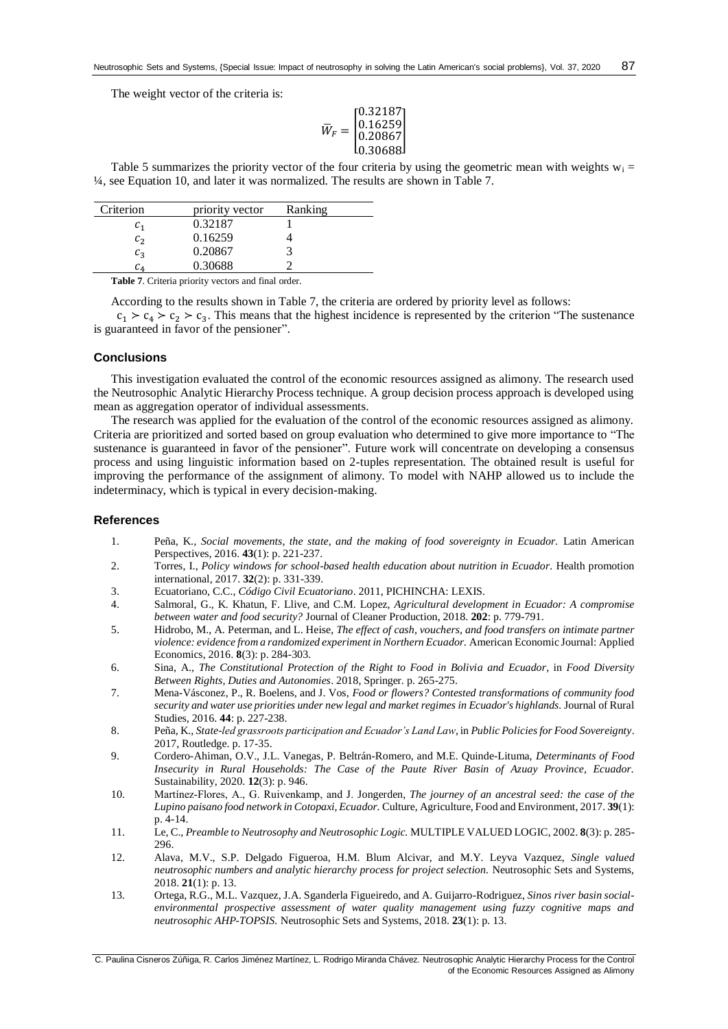The weight vector of the criteria is:

$$\bar{W}_F = \begin{bmatrix} 0.32187 \\ 0.16259 \\ 0.20867 \\ 0.30688 \end{bmatrix}$$

Table 5 summarizes the priority vector of the four criteria by using the geometric mean with weights $w_i$ = ¼, see Equation 10, and later it was normalized. The results are shown in Table 7.

| Criterion | priority vector | Ranking |
|---|---|---|
| $c_1$ | 0.32187 | 1 |
| $c_2$ | 0.16259 | 4 |
| $c_3$ | 0.20867 | 3 |
| $c_4$ | 0.30688 | 2 |

**Table 7**. Criteria priority vectors and final order.

According to the results shown in Table 7, the criteria are ordered by priority level as follows:

$c_1 \succ c_4 \succ c_2 \succ c_3$. This means that the highest incidence is represented by the criterion "The sustenance is guaranteed in favor of the pensioner".

## Conclusions

This investigation evaluated the control of the economic resources assigned as alimony. The research used the Neutrosophic Analytic Hierarchy Process technique. A group decision process approach is developed using mean as aggregation operator of individual assessments.

The research was applied for the evaluation of the control of the economic resources assigned as alimony. Criteria are prioritized and sorted based on group evaluation who determined to give more importance to "The sustenance is guaranteed in favor of the pensioner". Future work will concentrate on developing a consensus process and using linguistic information based on 2-tuples representation. The obtained result is useful for improving the performance of the assignment of alimony. To model with NAHP allowed us to include the indeterminacy, which is typical in every decision-making.

## References

1. Peña, K., *Social movements, the state, and the making of food sovereignty in Ecuador.* Latin American Perspectives, 2016. **43**(1): p. 221-237.
2. Torres, I., *Policy windows for school-based health education about nutrition in Ecuador.* Health promotion international, 2017. **32**(2): p. 331-339.
3. Ecuatoriano, C.C., *Código Civil Ecuatoriano*. 2011, PICHINCHA: LEXIS.
4. Salmoral, G., K. Khatun, F. Llive, and C.M. Lopez, *Agricultural development in Ecuador: A compromise between water and food security?* Journal of Cleaner Production, 2018. **202**: p. 779-791.
5. Hidrobo, M., A. Peterman, and L. Heise, *The effect of cash, vouchers, and food transfers on intimate partner violence: evidence from a randomized experiment in Northern Ecuador.* American Economic Journal: Applied Economics, 2016. **8**(3): p. 284-303.
6. Sina, A., *The Constitutional Protection of the Right to Food in Bolivia and Ecuador*, in *Food Diversity Between Rights, Duties and Autonomies*. 2018, Springer. p. 265-275.
7. Mena-Vásconez, P., R. Boelens, and J. Vos, *Food or flowers? Contested transformations of community food security and water use priorities under new legal and market regimes in Ecuador's highlands.* Journal of Rural Studies, 2016. **44**: p. 227-238.
8. Peña, K., *State-led grassroots participation and Ecuador's Land Law*, in *Public Policies for Food Sovereignty*. 2017, Routledge. p. 17-35.
9. Cordero-Ahiman, O.V., J.L. Vanegas, P. Beltrán-Romero, and M.E. Quinde-Lituma, *Determinants of Food Insecurity in Rural Households: The Case of the Paute River Basin of Azuay Province, Ecuador.* Sustainability, 2020. **12**(3): p. 946.
10. Martínez-Flores, A., G. Ruivenkamp, and J. Jongerden, *The journey of an ancestral seed: the case of the Lupino paisano food network in Cotopaxi, Ecuador.* Culture, Agriculture, Food and Environment, 2017. **39**(1): p. 4-14.
11. Le, C., *Preamble to Neutrosophy and Neutrosophic Logic.* MULTIPLE VALUED LOGIC, 2002. **8**(3): p. 285-296.
12. Alava, M.V., S.P. Delgado Figueroa, H.M. Blum Alcivar, and M.Y. Leyva Vazquez, *Single valued neutrosophic numbers and analytic hierarchy process for project selection.* Neutrosophic Sets and Systems, 2018. **21**(1): p. 13.
13. Ortega, R.G., M.L. Vazquez, J.A. Sganderla Figueiredo, and A. Guijarro-Rodriguez, *Sinos river basin social-environmental prospective assessment of water quality management using fuzzy cognitive maps and neutrosophic AHP-TOPSIS.* Neutrosophic Sets and Systems, 2018. **23**(1): p. 13.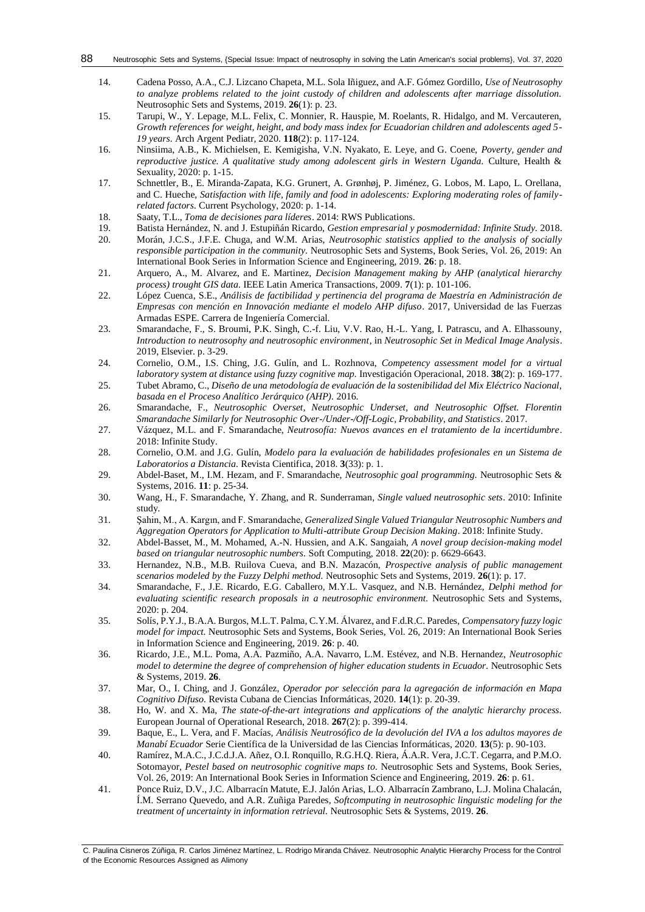14. Cadena Posso, A.A., C.J. Lizcano Chapeta, M.L. Sola Iñiguez, and A.F. Gómez Gordillo, *Use of Neutrosophy to analyze problems related to the joint custody of children and adolescents after marriage dissolution.* Neutrosophic Sets and Systems, 2019. **26**(1): p. 23.
15. Tarupi, W., Y. Lepage, M.L. Felix, C. Monnier, R. Hauspie, M. Roelants, R. Hidalgo, and M. Vercauteren, *Growth references for weight, height, and body mass index for Ecuadorian children and adolescents aged 5-19 years.* Arch Argent Pediatr, 2020. **118**(2): p. 117-124.
16. Ninsiima, A.B., K. Michielsen, E. Kemigisha, V.N. Nyakato, E. Leye, and G. Coene, *Poverty, gender and reproductive justice. A qualitative study among adolescent girls in Western Uganda.* Culture, Health & Sexuality, 2020: p. 1-15.
17. Schnettler, B., E. Miranda-Zapata, K.G. Grunert, A. Grønhøj, P. Jiménez, G. Lobos, M. Lapo, L. Orellana, and C. Hueche, *Satisfaction with life, family and food in adolescents: Exploring moderating roles of family-related factors.* Current Psychology, 2020: p. 1-14.
18. Saaty, T.L., *Toma de decisiones para líderes*. 2014: RWS Publications.
19. Batista Hernández, N. and J. Estupiñán Ricardo, *Gestion empresarial y posmodernidad: Infinite Study.* 2018.
20. Morán, J.C.S., J.F.E. Chuga, and W.M. Arias, *Neutrosophic statistics applied to the analysis of socially responsible participation in the community.* Neutrosophic Sets and Systems, Book Series, Vol. 26, 2019: An International Book Series in Information Science and Engineering, 2019. **26**: p. 18.
21. Arquero, A., M. Alvarez, and E. Martinez, *Decision Management making by AHP (analytical hierarchy process) trought GIS data.* IEEE Latin America Transactions, 2009. **7**(1): p. 101-106.
22. López Cuenca, S.E., *Análisis de factibilidad y pertinencia del programa de Maestría en Administración de Empresas con mención en Innovación mediante el modelo AHP difuso*. 2017, Universidad de las Fuerzas Armadas ESPE. Carrera de Ingeniería Comercial.
23. Smarandache, F., S. Broumi, P.K. Singh, C.-f. Liu, V.V. Rao, H.-L. Yang, I. Patrascu, and A. Elhassouny, *Introduction to neutrosophy and neutrosophic environment*, in *Neutrosophic Set in Medical Image Analysis*. 2019, Elsevier. p. 3-29.
24. Cornelio, O.M., I.S. Ching, J.G. Gulín, and L. Rozhnova, *Competency assessment model for a virtual laboratory system at distance using fuzzy cognitive map.* Investigación Operacional, 2018. **38**(2): p. 169-177.
25. Tubet Abramo, C., *Diseño de una metodología de evaluación de la sostenibilidad del Mix Eléctrico Nacional, basada en el Proceso Analítico Jerárquico (AHP).* 2016.
26. Smarandache, F., *Neutrosophic Overset, Neutrosophic Underset, and Neutrosophic Offset. Florentin Smarandache Similarly for Neutrosophic Over-/Under-/Off-Logic, Probability, and Statistics*. 2017.
27. Vázquez, M.L. and F. Smarandache, *Neutrosofía: Nuevos avances en el tratamiento de la incertidumbre*. 2018: Infinite Study.
28. Cornelio, O.M. and J.G. Gulín, *Modelo para la evaluación de habilidades profesionales en un Sistema de Laboratorios a Distancia.* Revista Cientifica, 2018. **3**(33): p. 1.
29. Abdel-Baset, M., I.M. Hezam, and F. Smarandache, *Neutrosophic goal programming.* Neutrosophic Sets & Systems, 2016. **11**: p. 25-34.
30. Wang, H., F. Smarandache, Y. Zhang, and R. Sunderraman, *Single valued neutrosophic sets*. 2010: Infinite study.
31. Şahin, M., A. Kargın, and F. Smarandache, *Generalized Single Valued Triangular Neutrosophic Numbers and Aggregation Operators for Application to Multi-attribute Group Decision Making*. 2018: Infinite Study.
32. Abdel-Basset, M., M. Mohamed, A.-N. Hussien, and A.K. Sangaiah, *A novel group decision-making model based on triangular neutrosophic numbers.* Soft Computing, 2018. **22**(20): p. 6629-6643.
33. Hernandez, N.B., M.B. Ruilova Cueva, and B.N. Mazacón, *Prospective analysis of public management scenarios modeled by the Fuzzy Delphi method.* Neutrosophic Sets and Systems, 2019. **26**(1): p. 17.
34. Smarandache, F., J.E. Ricardo, E.G. Caballero, M.Y.L. Vasquez, and N.B. Hernández, *Delphi method for evaluating scientific research proposals in a neutrosophic environment.* Neutrosophic Sets and Systems, 2020: p. 204.
35. Solís, P.Y.J., B.A.A. Burgos, M.L.T. Palma, C.Y.M. Álvarez, and F.d.R.C. Paredes, *Compensatory fuzzy logic model for impact.* Neutrosophic Sets and Systems, Book Series, Vol. 26, 2019: An International Book Series in Information Science and Engineering, 2019. **26**: p. 40.
36. Ricardo, J.E., M.L. Poma, A.A. Pazmiño, A.A. Navarro, L.M. Estévez, and N.B. Hernandez, *Neutrosophic model to determine the degree of comprehension of higher education students in Ecuador.* Neutrosophic Sets & Systems, 2019. **26**.
37. Mar, O., I. Ching, and J. González, *Operador por selección para la agregación de información en Mapa Cognitivo Difuso*. Revista Cubana de Ciencias Informáticas, 2020. **14**(1): p. 20-39.
38. Ho, W. and X. Ma, *The state-of-the-art integrations and applications of the analytic hierarchy process.* European Journal of Operational Research, 2018. **267**(2): p. 399-414.
39. Baque, E., L. Vera, and F. Macías, *Análisis Neutrosófico de la devolución del IVA a los adultos mayores de Manabí Ecuador* Serie Científica de la Universidad de las Ciencias Informáticas, 2020. **13**(5): p. 90-103.
40. Ramírez, M.A.C., J.C.d.J.A. Añez, O.I. Ronquillo, R.G.H.Q. Riera, Á.A.R. Vera, J.C.T. Cegarra, and P.M.O. Sotomayor, *Pestel based on neutrosophic cognitive maps to.* Neutrosophic Sets and Systems, Book Series, Vol. 26, 2019: An International Book Series in Information Science and Engineering, 2019. **26**: p. 61.
41. Ponce Ruiz, D.V., J.C. Albarracín Matute, E.J. Jalón Arias, L.O. Albarracín Zambrano, L.J. Molina Chalacán, Í.M. Serrano Quevedo, and A.R. Zuñiga Paredes, *Softcomputing in neutrosophic linguistic modeling for the treatment of uncertainty in information retrieval.* Neutrosophic Sets & Systems, 2019. **26**.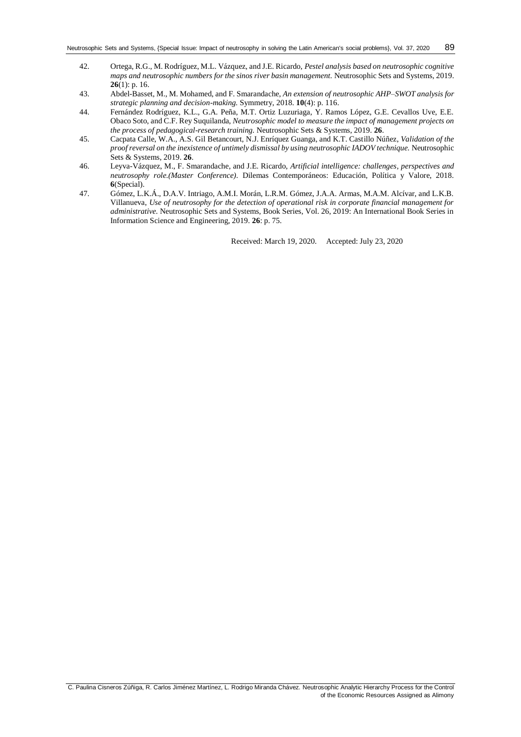42. Ortega, R.G., M. Rodríguez, M.L. Vázquez, and J.E. Ricardo, *Pestel analysis based on neutrosophic cognitive maps and neutrosophic numbers for the sinos river basin management.* Neutrosophic Sets and Systems, 2019. **26**(1): p. 16.
43. Abdel-Basset, M., M. Mohamed, and F. Smarandache, *An extension of neutrosophic AHP–SWOT analysis for strategic planning and decision-making.* Symmetry, 2018. **10**(4): p. 116.
44. Fernández Rodríguez, K.L., G.A. Peña, M.T. Ortiz Luzuriaga, Y. Ramos López, G.E. Cevallos Uve, E.E. Obaco Soto, and C.F. Rey Suquilanda, *Neutrosophic model to measure the impact of management projects on the process of pedagogical-research training.* Neutrosophic Sets & Systems, 2019. **26**.
45. Cacpata Calle, W.A., A.S. Gil Betancourt, N.J. Enríquez Guanga, and K.T. Castillo Núñez, *Validation of the proof reversal on the inexistence of untimely dismissal by using neutrosophic IADOV technique.* Neutrosophic Sets & Systems, 2019. **26**.
46. Leyva-Vázquez, M., F. Smarandache, and J.E. Ricardo, *Artificial intelligence: challenges, perspectives and neutrosophy role.(Master Conference).* Dilemas Contemporáneos: Educación, Política y Valore, 2018. **6**(Special).
47. Gómez, L.K.Á., D.A.V. Intriago, A.M.I. Morán, L.R.M. Gómez, J.A.A. Armas, M.A.M. Alcívar, and L.K.B. Villanueva, *Use of neutrosophy for the detection of operational risk in corporate financial management for administrative.* Neutrosophic Sets and Systems, Book Series, Vol. 26, 2019: An International Book Series in Information Science and Engineering, 2019. **26**: p. 75.

Received: March 19, 2020. Accepted: July 23, 2020